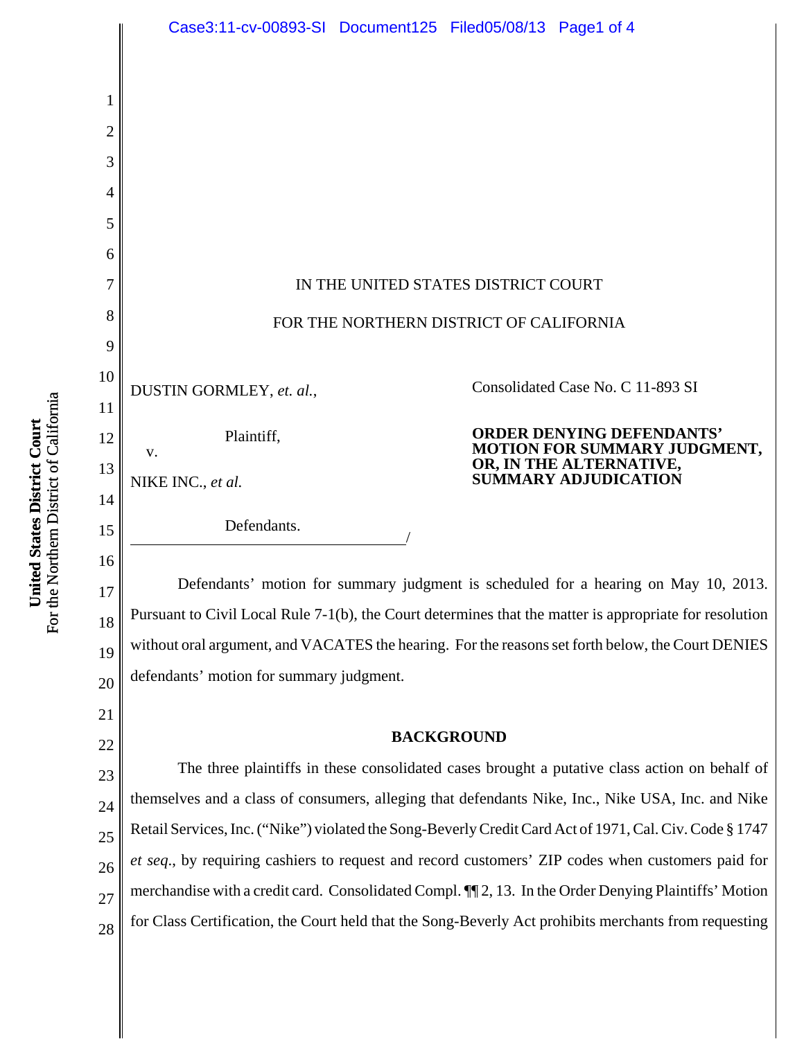IN THE UNITED STATES DISTRICT COURT

FOR THE NORTHERN DISTRICT OF CALIFORNIA

DUSTIN GORMLEY, *et. al.*,

Plaintiff,

v.

NIKE INC., *et al.*

Defendants.
/

Consolidated Case No. C 11-893 SI

**ORDER DENYING DEFENDANTS' MOTION FOR SUMMARY JUDGMENT, OR, IN THE ALTERNATIVE, SUMMARY ADJUDICATION**

Defendants' motion for summary judgment is scheduled for a hearing on May 10, 2013. Pursuant to Civil Local Rule 7-1(b), the Court determines that the matter is appropriate for resolution without oral argument, and VACATES the hearing. For the reasons set forth below, the Court DENIES defendants' motion for summary judgment.

## BACKGROUND

The three plaintiffs in these consolidated cases brought a putative class action on behalf of themselves and a class of consumers, alleging that defendants Nike, Inc., Nike USA, Inc. and Nike Retail Services, Inc. ("Nike") violated the Song-Beverly Credit Card Act of 1971, Cal. Civ. Code § 1747 *et seq.*, by requiring cashiers to request and record customers' ZIP codes when customers paid for merchandise with a credit card. Consolidated Compl. ¶¶ 2, 13. In the Order Denying Plaintiffs' Motion for Class Certification, the Court held that the Song-Beverly Act prohibits merchants from requesting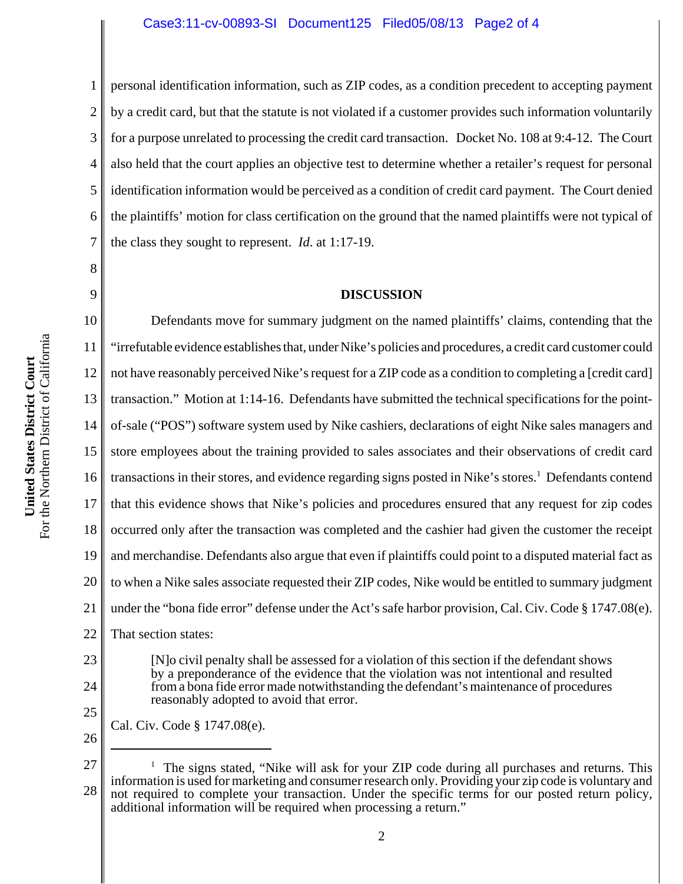personal identification information, such as ZIP codes, as a condition precedent to accepting payment by a credit card, but that the statute is not violated if a customer provides such information voluntarily for a purpose unrelated to processing the credit card transaction. Docket No. 108 at 9:4-12. The Court also held that the court applies an objective test to determine whether a retailer's request for personal identification information would be perceived as a condition of credit card payment. The Court denied the plaintiffs' motion for class certification on the ground that the named plaintiffs were not typical of the class they sought to represent. *Id*. at 1:17-19.

**DISCUSSION**

Defendants move for summary judgment on the named plaintiffs' claims, contending that the "irrefutable evidence establishes that, under Nike's policies and procedures, a credit card customer could not have reasonably perceived Nike's request for a ZIP code as a condition to completing a [credit card] transaction." Motion at 1:14-16. Defendants have submitted the technical specifications for the point-of-sale ("POS") software system used by Nike cashiers, declarations of eight Nike sales managers and store employees about the training provided to sales associates and their observations of credit card transactions in their stores, and evidence regarding signs posted in Nike's stores.[1] Defendants contend that this evidence shows that Nike's policies and procedures ensured that any request for zip codes occurred only after the transaction was completed and the cashier had given the customer the receipt and merchandise. Defendants also argue that even if plaintiffs could point to a disputed material fact as to when a Nike sales associate requested their ZIP codes, Nike would be entitled to summary judgment under the "bona fide error" defense under the Act's safe harbor provision, Cal. Civ. Code § 1747.08(e). That section states:

> [N]o civil penalty shall be assessed for a violation of this section if the defendant shows by a preponderance of the evidence that the violation was not intentional and resulted from a bona fide error made notwithstanding the defendant's maintenance of procedures reasonably adopted to avoid that error.

Cal. Civ. Code § 1747.08(e).

---

[1] The signs stated, "Nike will ask for your ZIP code during all purchases and returns. This information is used for marketing and consumer research only. Providing your zip code is voluntary and not required to complete your transaction. Under the specific terms for our posted return policy, additional information will be required when processing a return."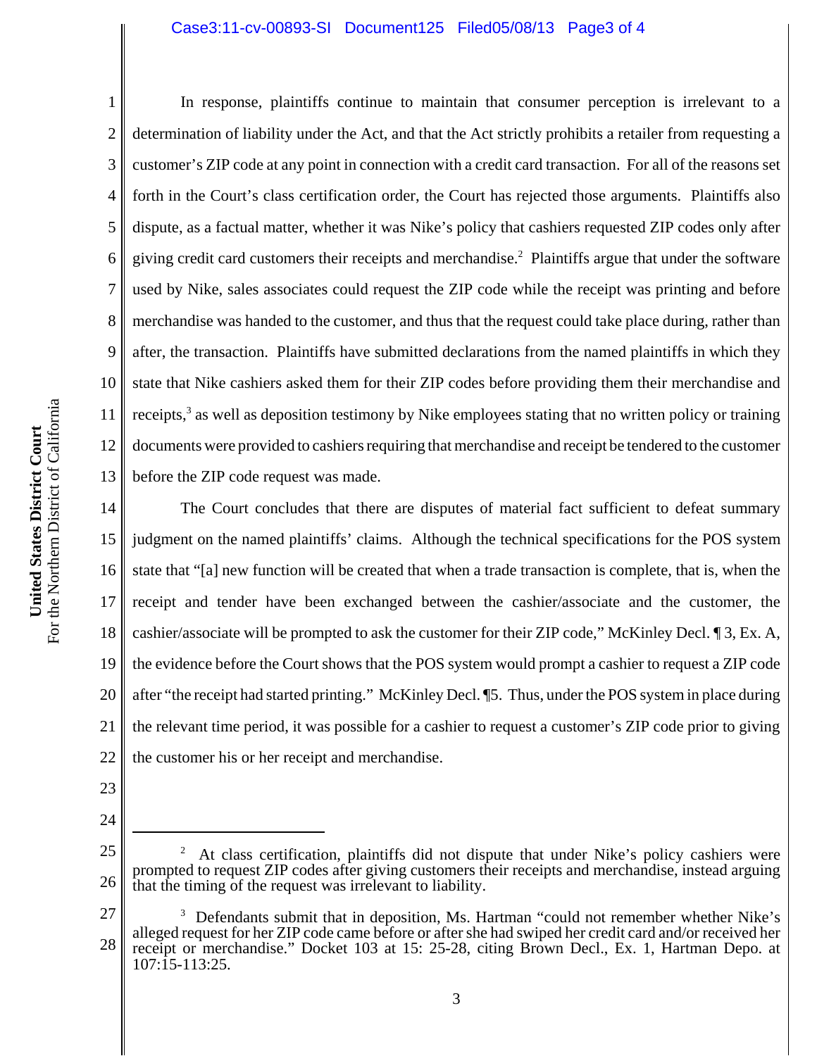In response, plaintiffs continue to maintain that consumer perception is irrelevant to a determination of liability under the Act, and that the Act strictly prohibits a retailer from requesting a customer's ZIP code at any point in connection with a credit card transaction. For all of the reasons set forth in the Court's class certification order, the Court has rejected those arguments. Plaintiffs also dispute, as a factual matter, whether it was Nike's policy that cashiers requested ZIP codes only after giving credit card customers their receipts and merchandise.[2] Plaintiffs argue that under the software used by Nike, sales associates could request the ZIP code while the receipt was printing and before merchandise was handed to the customer, and thus that the request could take place during, rather than after, the transaction. Plaintiffs have submitted declarations from the named plaintiffs in which they state that Nike cashiers asked them for their ZIP codes before providing them their merchandise and receipts,[3] as well as deposition testimony by Nike employees stating that no written policy or training documents were provided to cashiers requiring that merchandise and receipt be tendered to the customer before the ZIP code request was made.

The Court concludes that there are disputes of material fact sufficient to defeat summary judgment on the named plaintiffs' claims. Although the technical specifications for the POS system state that "[a] new function will be created that when a trade transaction is complete, that is, when the receipt and tender have been exchanged between the cashier/associate and the customer, the cashier/associate will be prompted to ask the customer for their ZIP code," McKinley Decl. ¶ 3, Ex. A, the evidence before the Court shows that the POS system would prompt a cashier to request a ZIP code after "the receipt had started printing." McKinley Decl. ¶5. Thus, under the POS system in place during the relevant time period, it was possible for a cashier to request a customer's ZIP code prior to giving the customer his or her receipt and merchandise.

---

[2] At class certification, plaintiffs did not dispute that under Nike's policy cashiers were prompted to request ZIP codes after giving customers their receipts and merchandise, instead arguing that the timing of the request was irrelevant to liability.

[3] Defendants submit that in deposition, Ms. Hartman "could not remember whether Nike's alleged request for her ZIP code came before or after she had swiped her credit card and/or received her receipt or merchandise." Docket 103 at 15: 25-28, citing Brown Decl., Ex. 1, Hartman Depo. at 107:15-113:25.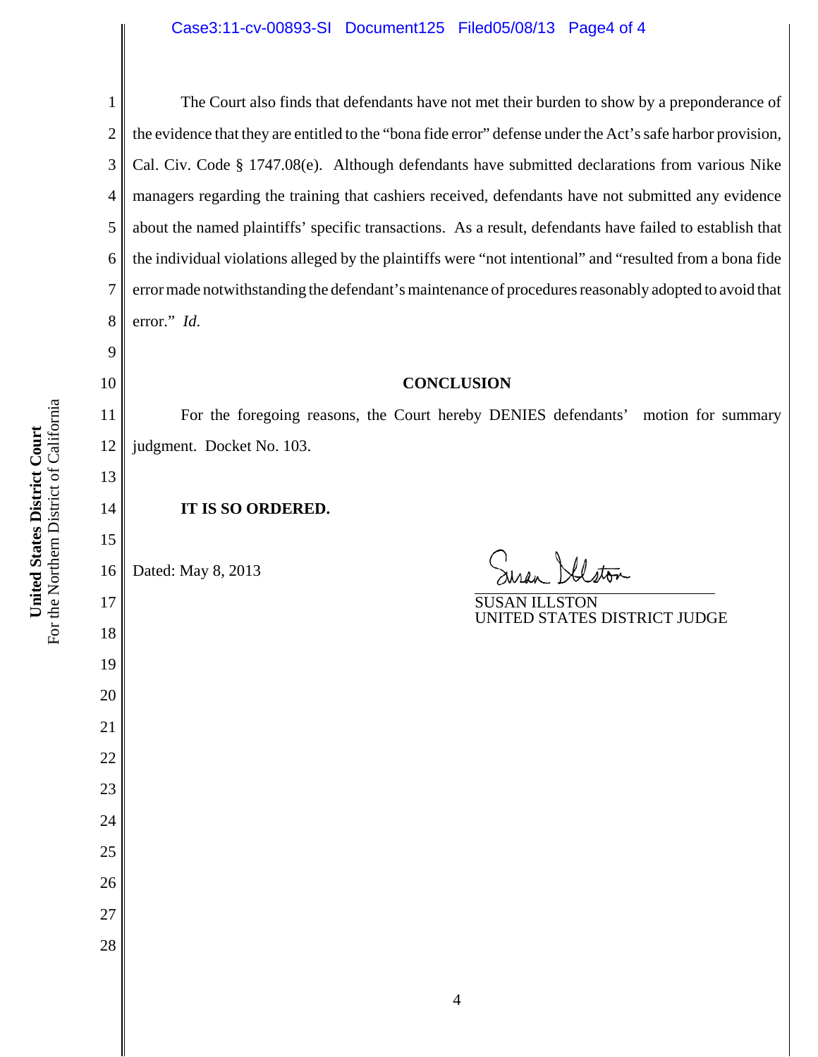The Court also finds that defendants have not met their burden to show by a preponderance of the evidence that they are entitled to the "bona fide error" defense under the Act's safe harbor provision, Cal. Civ. Code § 1747.08(e). Although defendants have submitted declarations from various Nike managers regarding the training that cashiers received, defendants have not submitted any evidence about the named plaintiffs' specific transactions. As a result, defendants have failed to establish that the individual violations alleged by the plaintiffs were "not intentional" and "resulted from a bona fide error made notwithstanding the defendant's maintenance of procedures reasonably adopted to avoid that error." *Id.*

**CONCLUSION**

For the foregoing reasons, the Court hereby DENIES defendants' motion for summary judgment. Docket No. 103.

**IT IS SO ORDERED.**

Dated: May 8, 2013

SUSAN ILLSTON
UNITED STATES DISTRICT JUDGE